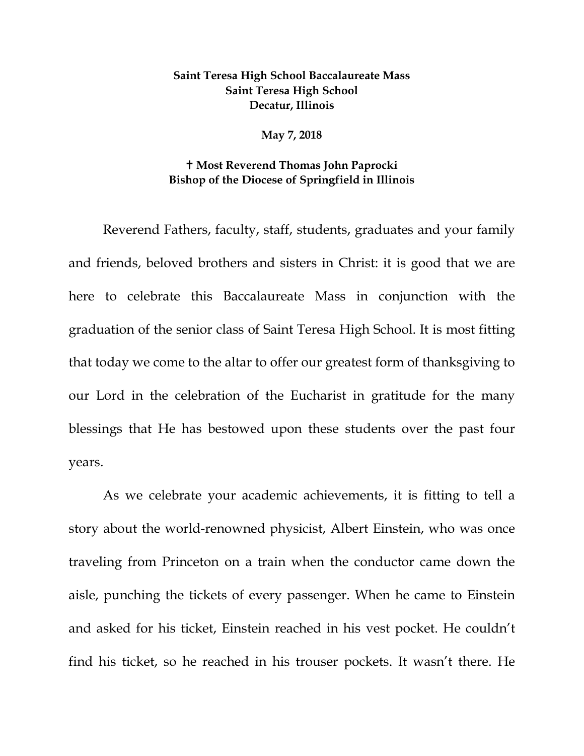**Saint Teresa High School Baccalaureate Mass**
**Saint Teresa High School**
**Decatur, Illinois**

**May 7, 2018**

**✝ Most Reverend Thomas John Paprocki**
**Bishop of the Diocese of Springfield in Illinois**

Reverend Fathers, faculty, staff, students, graduates and your family and friends, beloved brothers and sisters in Christ: it is good that we are here to celebrate this Baccalaureate Mass in conjunction with the graduation of the senior class of Saint Teresa High School. It is most fitting that today we come to the altar to offer our greatest form of thanksgiving to our Lord in the celebration of the Eucharist in gratitude for the many blessings that He has bestowed upon these students over the past four years.

As we celebrate your academic achievements, it is fitting to tell a story about the world-renowned physicist, Albert Einstein, who was once traveling from Princeton on a train when the conductor came down the aisle, punching the tickets of every passenger. When he came to Einstein and asked for his ticket, Einstein reached in his vest pocket. He couldn't find his ticket, so he reached in his trouser pockets. It wasn't there. He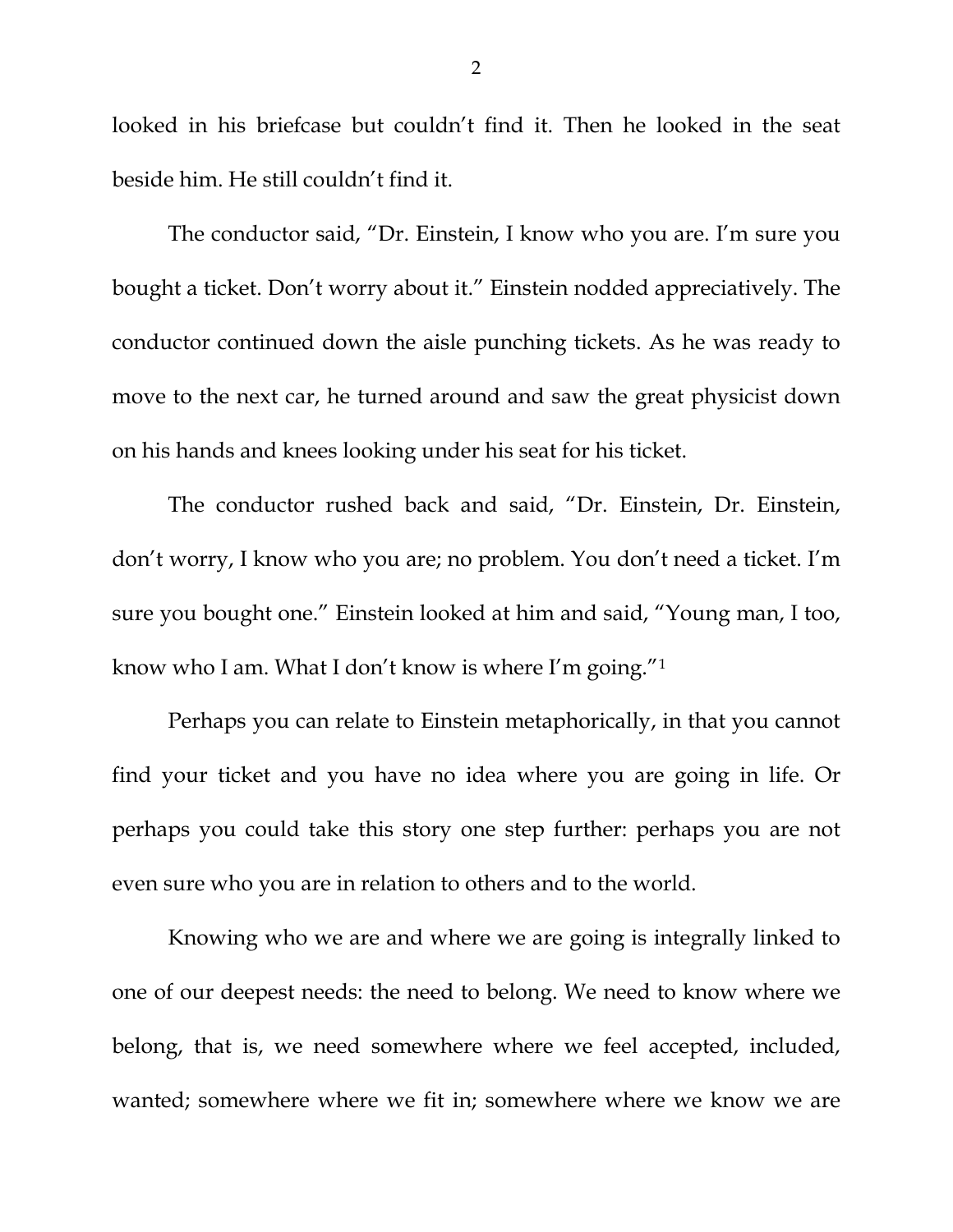looked in his briefcase but couldn't find it. Then he looked in the seat beside him. He still couldn't find it.

The conductor said, "Dr. Einstein, I know who you are. I'm sure you bought a ticket. Don't worry about it." Einstein nodded appreciatively. The conductor continued down the aisle punching tickets. As he was ready to move to the next car, he turned around and saw the great physicist down on his hands and knees looking under his seat for his ticket.

The conductor rushed back and said, "Dr. Einstein, Dr. Einstein, don't worry, I know who you are; no problem. You don't need a ticket. I'm sure you bought one." Einstein looked at him and said, "Young man, I too, know who I am. What I don't know is where I'm going."[1]

Perhaps you can relate to Einstein metaphorically, in that you cannot find your ticket and you have no idea where you are going in life. Or perhaps you could take this story one step further: perhaps you are not even sure who you are in relation to others and to the world.

Knowing who we are and where we are going is integrally linked to one of our deepest needs: the need to belong. We need to know where we belong, that is, we need somewhere where we feel accepted, included, wanted; somewhere where we fit in; somewhere where we know we are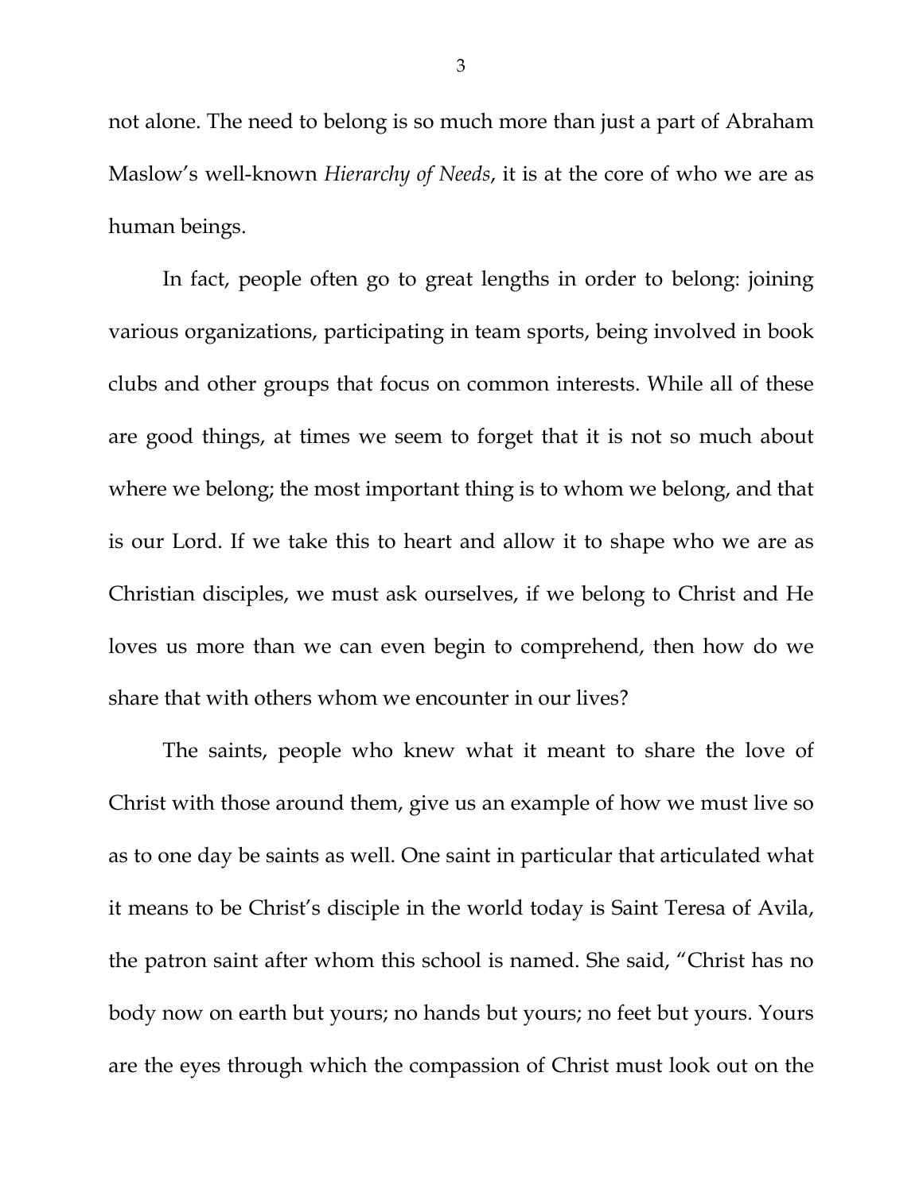not alone. The need to belong is so much more than just a part of Abraham Maslow's well-known *Hierarchy of Needs*, it is at the core of who we are as human beings.

In fact, people often go to great lengths in order to belong: joining various organizations, participating in team sports, being involved in book clubs and other groups that focus on common interests. While all of these are good things, at times we seem to forget that it is not so much about where we belong; the most important thing is to whom we belong, and that is our Lord. If we take this to heart and allow it to shape who we are as Christian disciples, we must ask ourselves, if we belong to Christ and He loves us more than we can even begin to comprehend, then how do we share that with others whom we encounter in our lives?

The saints, people who knew what it meant to share the love of Christ with those around them, give us an example of how we must live so as to one day be saints as well. One saint in particular that articulated what it means to be Christ's disciple in the world today is Saint Teresa of Avila, the patron saint after whom this school is named. She said, "Christ has no body now on earth but yours; no hands but yours; no feet but yours. Yours are the eyes through which the compassion of Christ must look out on the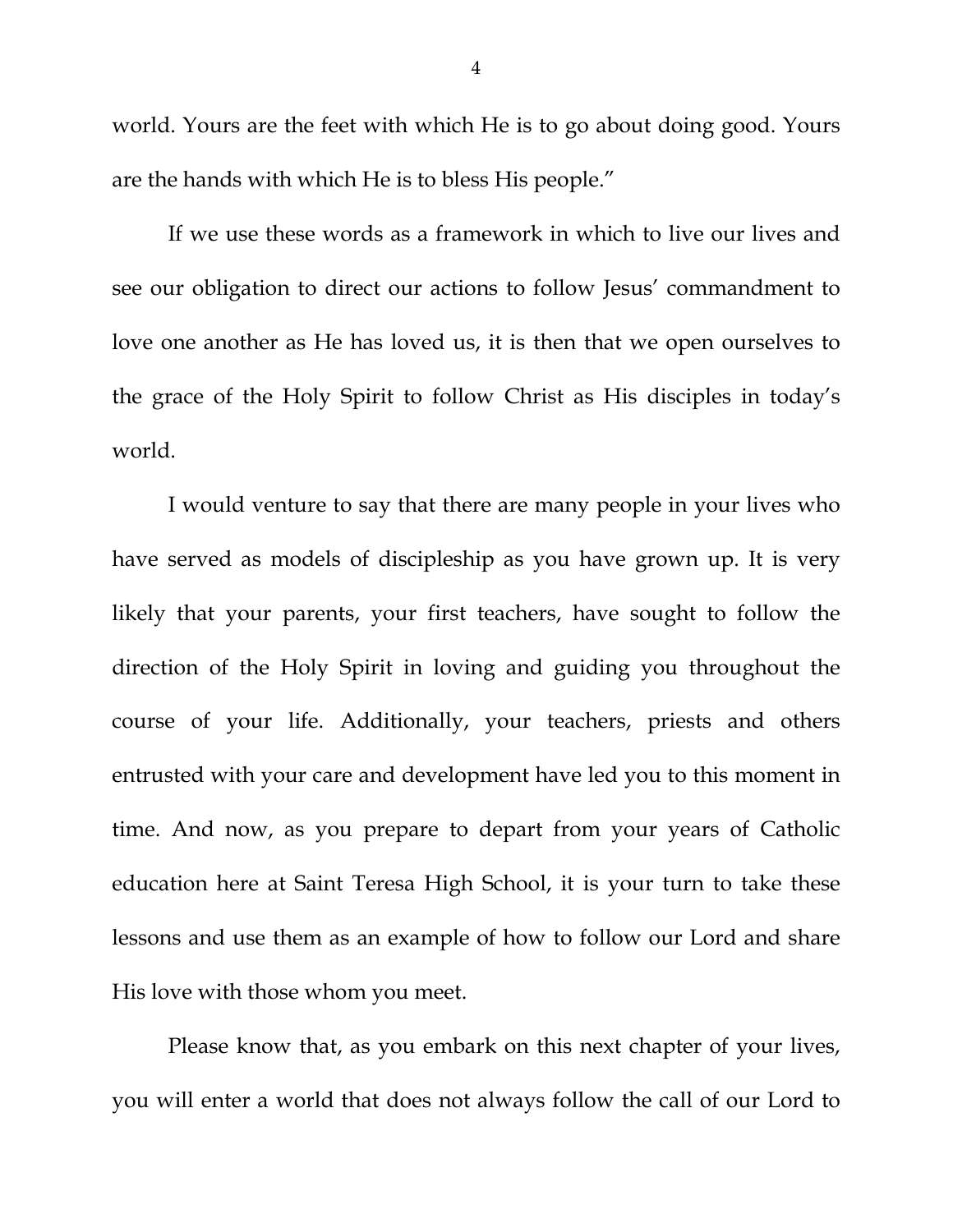world. Yours are the feet with which He is to go about doing good. Yours are the hands with which He is to bless His people."

If we use these words as a framework in which to live our lives and see our obligation to direct our actions to follow Jesus' commandment to love one another as He has loved us, it is then that we open ourselves to the grace of the Holy Spirit to follow Christ as His disciples in today's world.

I would venture to say that there are many people in your lives who have served as models of discipleship as you have grown up. It is very likely that your parents, your first teachers, have sought to follow the direction of the Holy Spirit in loving and guiding you throughout the course of your life. Additionally, your teachers, priests and others entrusted with your care and development have led you to this moment in time. And now, as you prepare to depart from your years of Catholic education here at Saint Teresa High School, it is your turn to take these lessons and use them as an example of how to follow our Lord and share His love with those whom you meet.

Please know that, as you embark on this next chapter of your lives, you will enter a world that does not always follow the call of our Lord to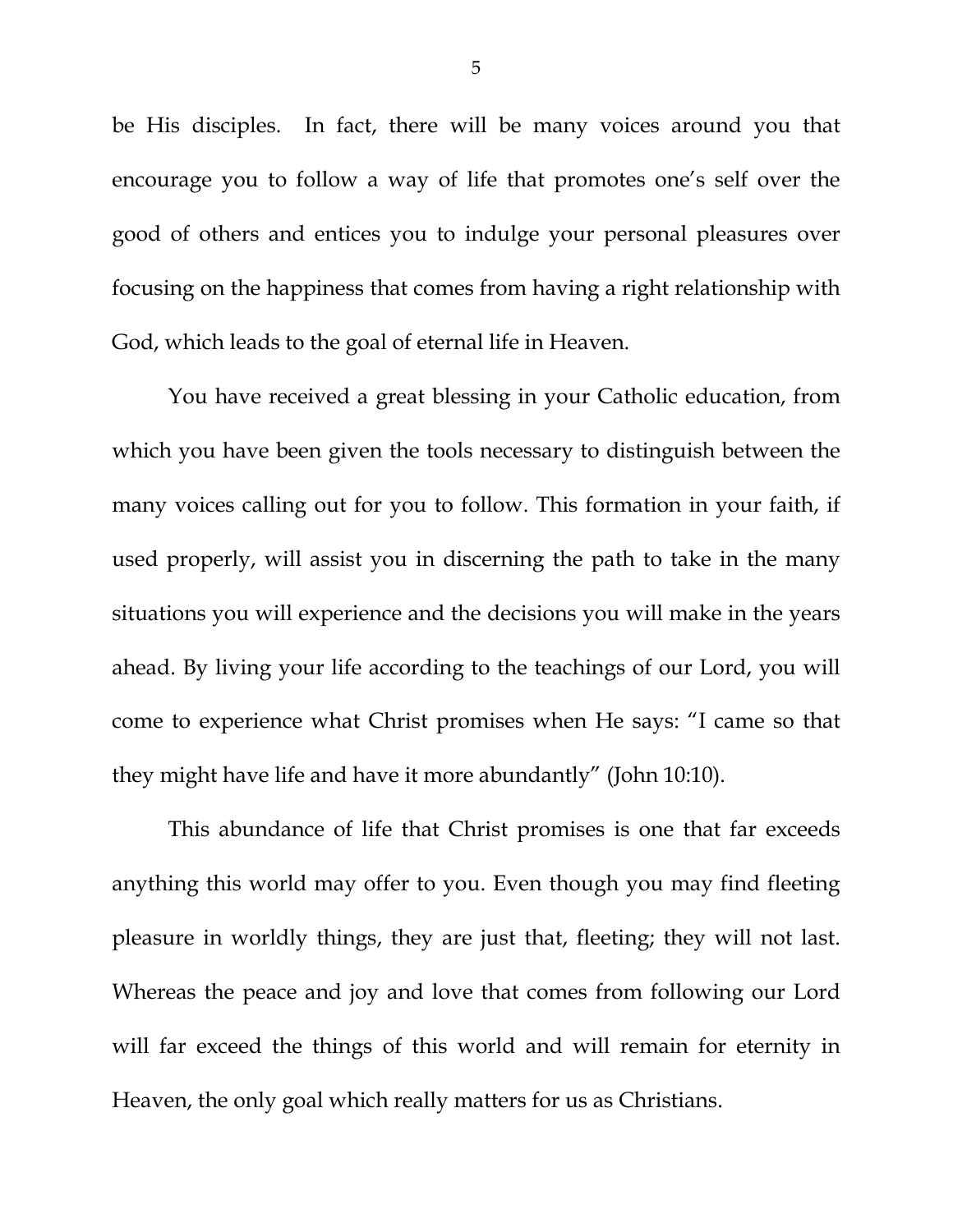be His disciples.  In fact, there will be many voices around you that encourage you to follow a way of life that promotes one's self over the good of others and entices you to indulge your personal pleasures over focusing on the happiness that comes from having a right relationship with God, which leads to the goal of eternal life in Heaven.

You have received a great blessing in your Catholic education, from which you have been given the tools necessary to distinguish between the many voices calling out for you to follow. This formation in your faith, if used properly, will assist you in discerning the path to take in the many situations you will experience and the decisions you will make in the years ahead. By living your life according to the teachings of our Lord, you will come to experience what Christ promises when He says: "I came so that they might have life and have it more abundantly" (John 10:10).

This abundance of life that Christ promises is one that far exceeds anything this world may offer to you. Even though you may find fleeting pleasure in worldly things, they are just that, fleeting; they will not last. Whereas the peace and joy and love that comes from following our Lord will far exceed the things of this world and will remain for eternity in Heaven, the only goal which really matters for us as Christians.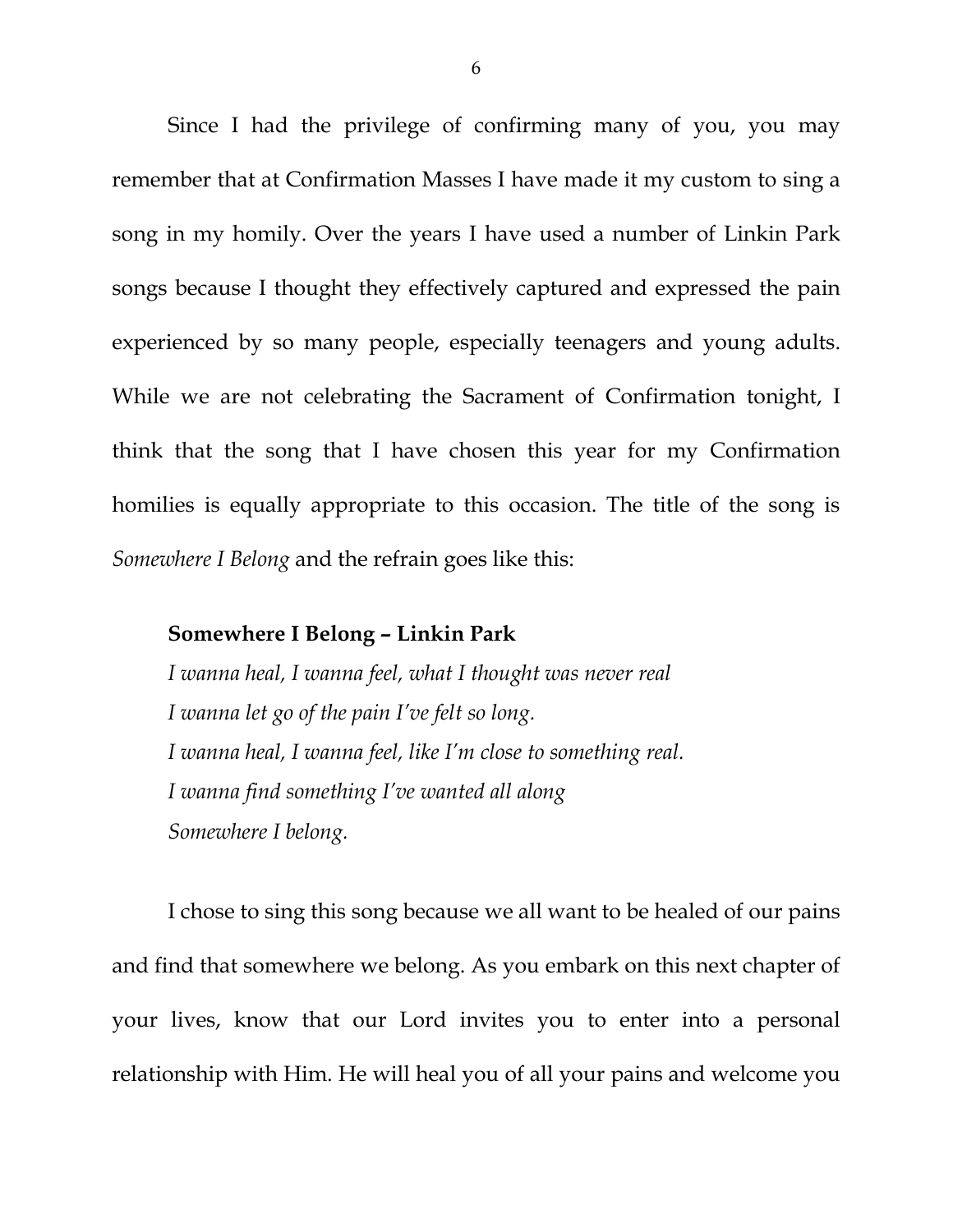Since I had the privilege of confirming many of you, you may remember that at Confirmation Masses I have made it my custom to sing a song in my homily. Over the years I have used a number of Linkin Park songs because I thought they effectively captured and expressed the pain experienced by so many people, especially teenagers and young adults. While we are not celebrating the Sacrament of Confirmation tonight, I think that the song that I have chosen this year for my Confirmation homilies is equally appropriate to this occasion. The title of the song is *Somewhere I Belong* and the refrain goes like this:

> **Somewhere I Belong – Linkin Park**
> *I wanna heal, I wanna feel, what I thought was never real*
> *I wanna let go of the pain I've felt so long.*
> *I wanna heal, I wanna feel, like I'm close to something real.*
> *I wanna find something I've wanted all along*
> *Somewhere I belong.*

I chose to sing this song because we all want to be healed of our pains and find that somewhere we belong. As you embark on this next chapter of your lives, know that our Lord invites you to enter into a personal relationship with Him. He will heal you of all your pains and welcome you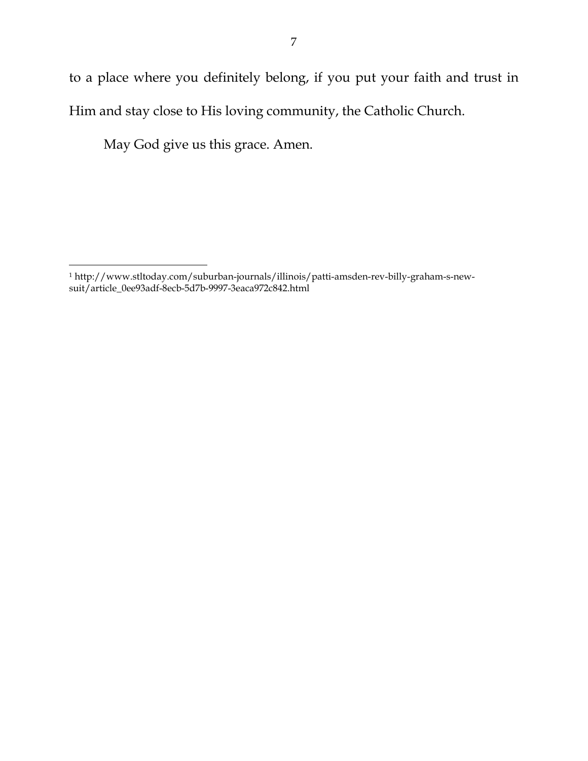to a place where you definitely belong, if you put your faith and trust in Him and stay close to His loving community, the Catholic Church.

May God give us this grace. Amen.

---

[1] http://www.stltoday.com/suburban-journals/illinois/patti-amsden-rev-billy-graham-s-new-suit/article_0ee93adf-8ecb-5d7b-9997-3eaca972c842.html